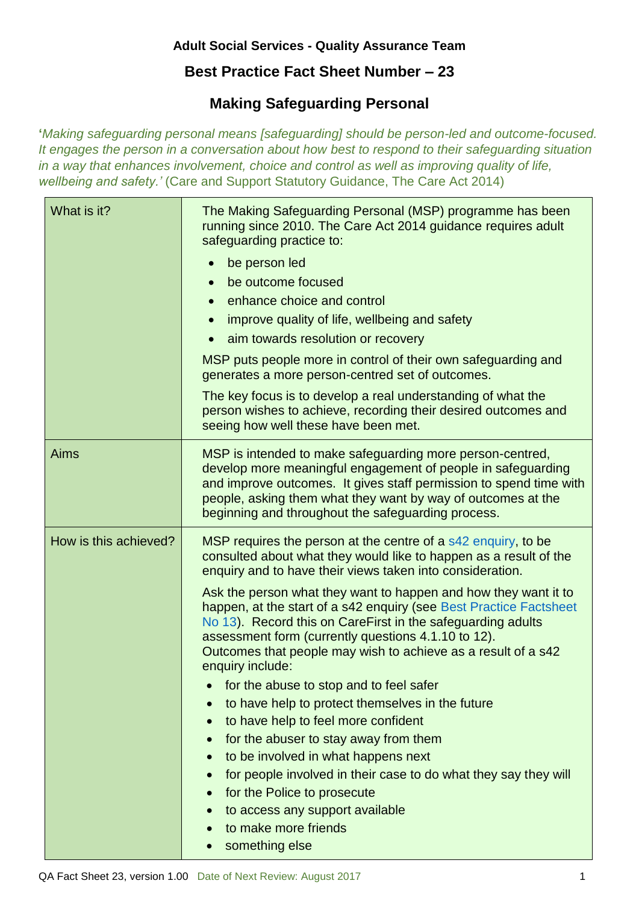**Adult Social Services - Quality Assurance Team**

## Best Practice Fact Sheet Number – 23

# Making Safeguarding Personal

'*Making safeguarding personal means [safeguarding] should be person-led and outcome-focused. It engages the person in a conversation about how best to respond to their safeguarding situation in a way that enhances involvement, choice and control as well as improving quality of life, wellbeing and safety.'* (Care and Support Statutory Guidance, The Care Act 2014)

| | |
|---|---|
| What is it? | The Making Safeguarding Personal (MSP) programme has been running since 2010. The Care Act 2014 guidance requires adult safeguarding practice to:<br>• be person led<br>• be outcome focused<br>• enhance choice and control<br>• improve quality of life, wellbeing and safety<br>• aim towards resolution or recovery<br><br>MSP puts people more in control of their own safeguarding and generates a more person-centred set of outcomes.<br><br>The key focus is to develop a real understanding of what the person wishes to achieve, recording their desired outcomes and seeing how well these have been met. |
| Aims | MSP is intended to make safeguarding more person-centred, develop more meaningful engagement of people in safeguarding and improve outcomes. It gives staff permission to spend time with people, asking them what they want by way of outcomes at the beginning and throughout the safeguarding process. |
| How is this achieved? | MSP requires the person at the centre of a s42 enquiry, to be consulted about what they would like to happen as a result of the enquiry and to have their views taken into consideration.<br><br>Ask the person what they want to happen and how they want it to happen, at the start of a s42 enquiry (see Best Practice Factsheet No 13). Record this on CareFirst in the safeguarding adults assessment form (currently questions 4.1.10 to 12). Outcomes that people may wish to achieve as a result of a s42 enquiry include:<br>• for the abuse to stop and to feel safer<br>• to have help to protect themselves in the future<br>• to have help to feel more confident<br>• for the abuser to stay away from them<br>• to be involved in what happens next<br>• for people involved in their case to do what they say they will<br>• for the Police to prosecute<br>• to access any support available<br>• to make more friends<br>• something else |

QA Fact Sheet 23, version 1.00 Date of Next Review: August 2017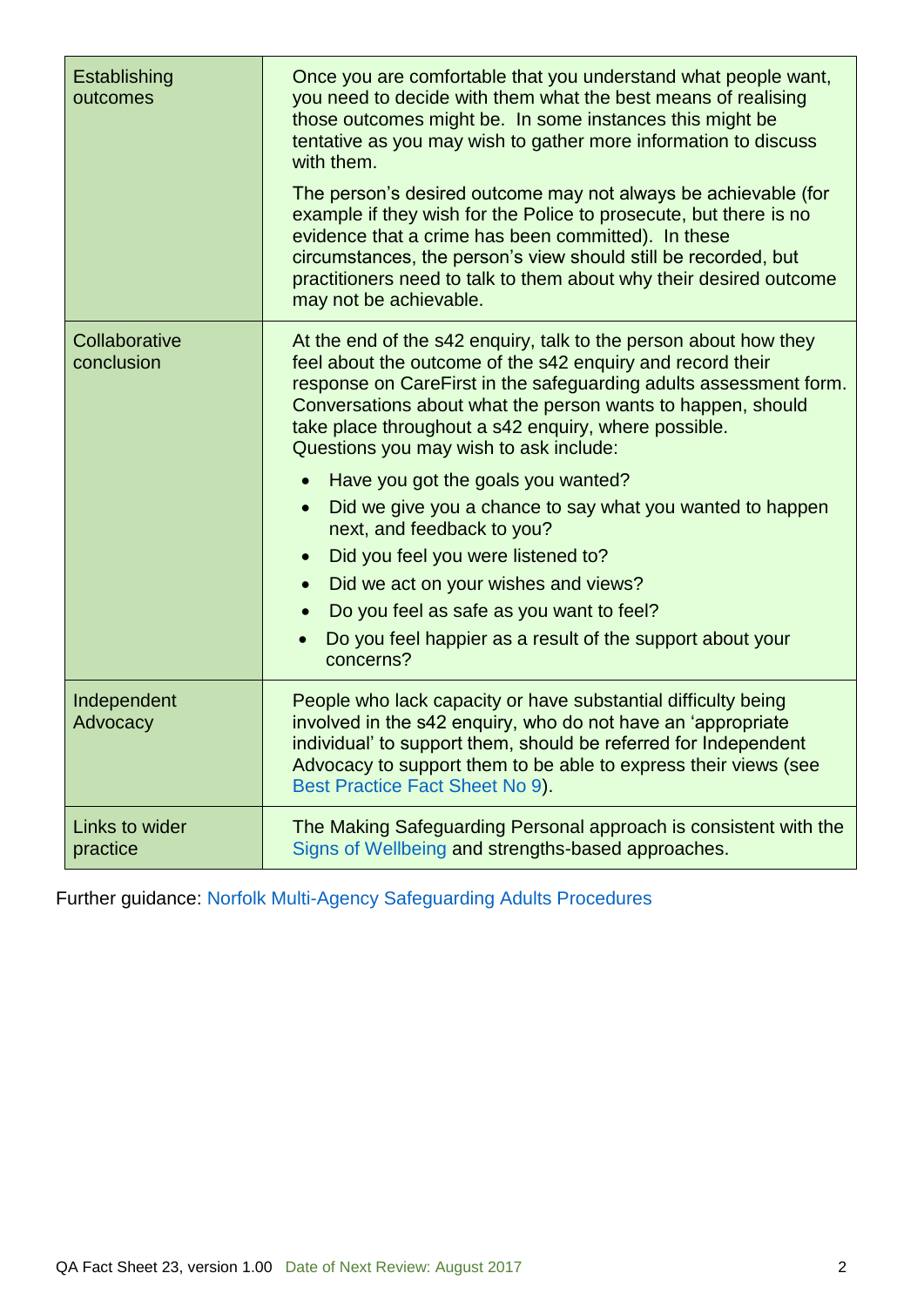| | |
|---|---|
| Establishing outcomes | Once you are comfortable that you understand what people want, you need to decide with them what the best means of realising those outcomes might be. In some instances this might be tentative as you may wish to gather more information to discuss with them.<br><br>The person's desired outcome may not always be achievable (for example if they wish for the Police to prosecute, but there is no evidence that a crime has been committed). In these circumstances, the person's view should still be recorded, but practitioners need to talk to them about why their desired outcome may not be achievable. |
| Collaborative conclusion | At the end of the s42 enquiry, talk to the person about how they feel about the outcome of the s42 enquiry and record their response on CareFirst in the safeguarding adults assessment form. Conversations about what the person wants to happen, should take place throughout a s42 enquiry, where possible. Questions you may wish to ask include:<br><br>• Have you got the goals you wanted?<br>• Did we give you a chance to say what you wanted to happen next, and feedback to you?<br>• Did you feel you were listened to?<br>• Did we act on your wishes and views?<br>• Do you feel as safe as you want to feel?<br>• Do you feel happier as a result of the support about your concerns? |
| Independent Advocacy | People who lack capacity or have substantial difficulty being involved in the s42 enquiry, who do not have an 'appropriate individual' to support them, should be referred for Independent Advocacy to support them to be able to express their views (see Best Practice Fact Sheet No 9). |
| Links to wider practice | The Making Safeguarding Personal approach is consistent with the Signs of Wellbeing and strengths-based approaches. |

Further guidance: Norfolk Multi-Agency Safeguarding Adults Procedures

QA Fact Sheet 23, version 1.00 Date of Next Review: August 2017